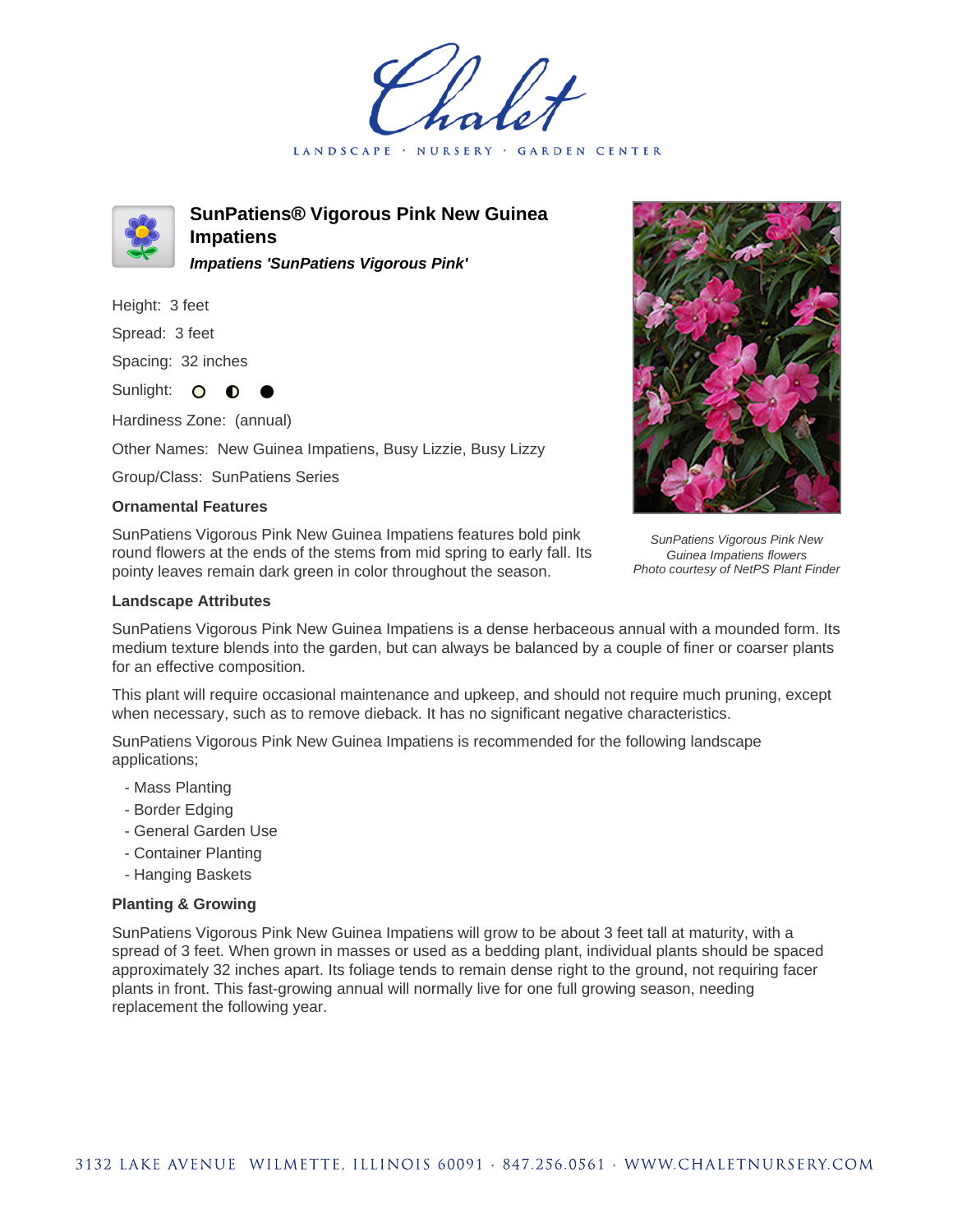Chalet

LANDSCAPE · NURSERY · GARDEN CENTER

# SunPatiens® Vigorous Pink New Guinea Impatiens

***Impatiens 'SunPatiens Vigorous Pink'***

Height: 3 feet

Spread: 3 feet

Spacing: 32 inches

Sunlight: ○ ◐ ●

Hardiness Zone: (annual)

Other Names: New Guinea Impatiens, Busy Lizzie, Busy Lizzy

Group/Class: SunPatiens Series

### Ornamental Features

SunPatiens Vigorous Pink New Guinea Impatiens features bold pink round flowers at the ends of the stems from mid spring to early fall. Its pointy leaves remain dark green in color throughout the season.

*SunPatiens Vigorous Pink New Guinea Impatiens flowers*
*Photo courtesy of NetPS Plant Finder*

### Landscape Attributes

SunPatiens Vigorous Pink New Guinea Impatiens is a dense herbaceous annual with a mounded form. Its medium texture blends into the garden, but can always be balanced by a couple of finer or coarser plants for an effective composition.

This plant will require occasional maintenance and upkeep, and should not require much pruning, except when necessary, such as to remove dieback. It has no significant negative characteristics.

SunPatiens Vigorous Pink New Guinea Impatiens is recommended for the following landscape applications;

- Mass Planting
- Border Edging
- General Garden Use
- Container Planting
- Hanging Baskets

### Planting & Growing

SunPatiens Vigorous Pink New Guinea Impatiens will grow to be about 3 feet tall at maturity, with a spread of 3 feet. When grown in masses or used as a bedding plant, individual plants should be spaced approximately 32 inches apart. Its foliage tends to remain dense right to the ground, not requiring facer plants in front. This fast-growing annual will normally live for one full growing season, needing replacement the following year.

3132 LAKE AVENUE WILMETTE, ILLINOIS 60091 · 847.256.0561 · WWW.CHALETNURSERY.COM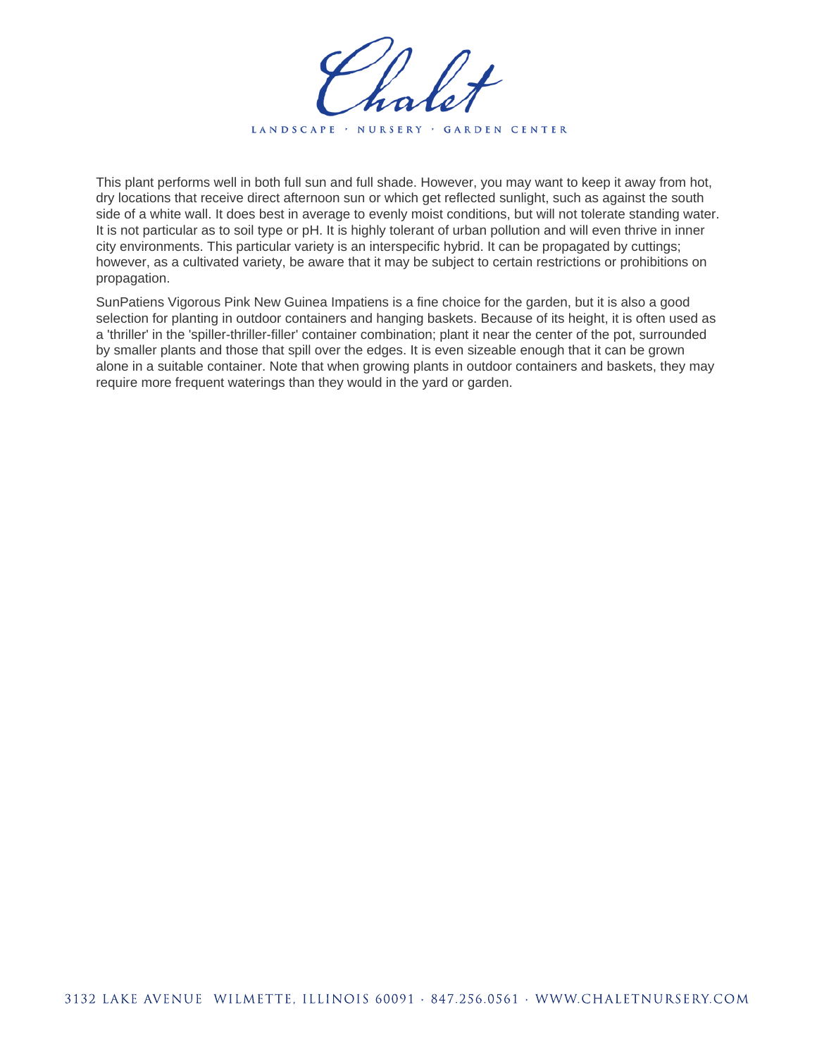This plant performs well in both full sun and full shade. However, you may want to keep it away from hot, dry locations that receive direct afternoon sun or which get reflected sunlight, such as against the south side of a white wall. It does best in average to evenly moist conditions, but will not tolerate standing water. It is not particular as to soil type or pH. It is highly tolerant of urban pollution and will even thrive in inner city environments. This particular variety is an interspecific hybrid. It can be propagated by cuttings; however, as a cultivated variety, be aware that it may be subject to certain restrictions or prohibitions on propagation.

SunPatiens Vigorous Pink New Guinea Impatiens is a fine choice for the garden, but it is also a good selection for planting in outdoor containers and hanging baskets. Because of its height, it is often used as a 'thriller' in the 'spiller-thriller-filler' container combination; plant it near the center of the pot, surrounded by smaller plants and those that spill over the edges. It is even sizeable enough that it can be grown alone in a suitable container. Note that when growing plants in outdoor containers and baskets, they may require more frequent waterings than they would in the yard or garden.